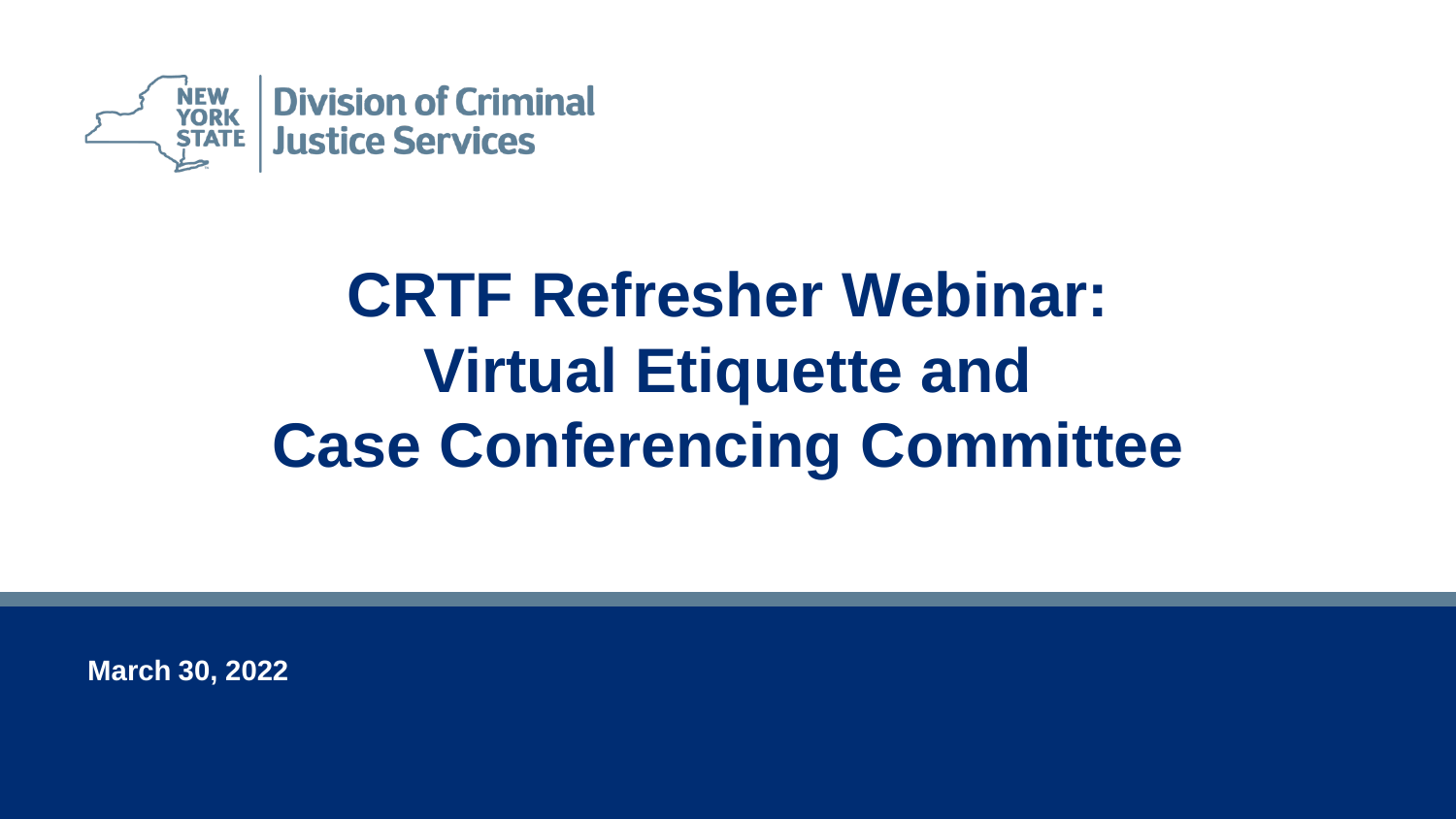New York State Division of Criminal Justice Services

# CRTF Refresher Webinar: Virtual Etiquette and Case Conferencing Committee

**March 30, 2022**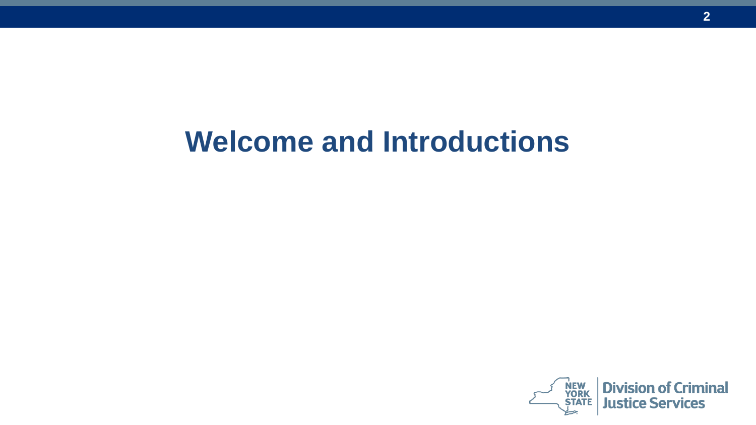# Welcome and Introductions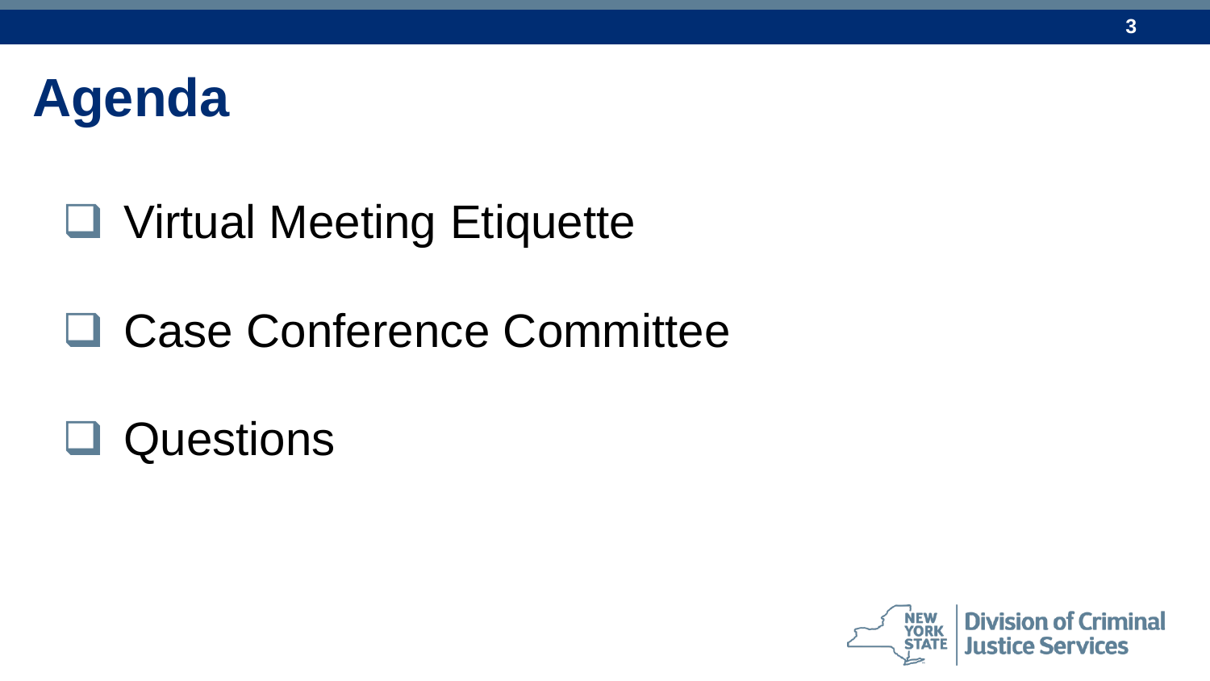# Agenda

- Virtual Meeting Etiquette
- Case Conference Committee
- Questions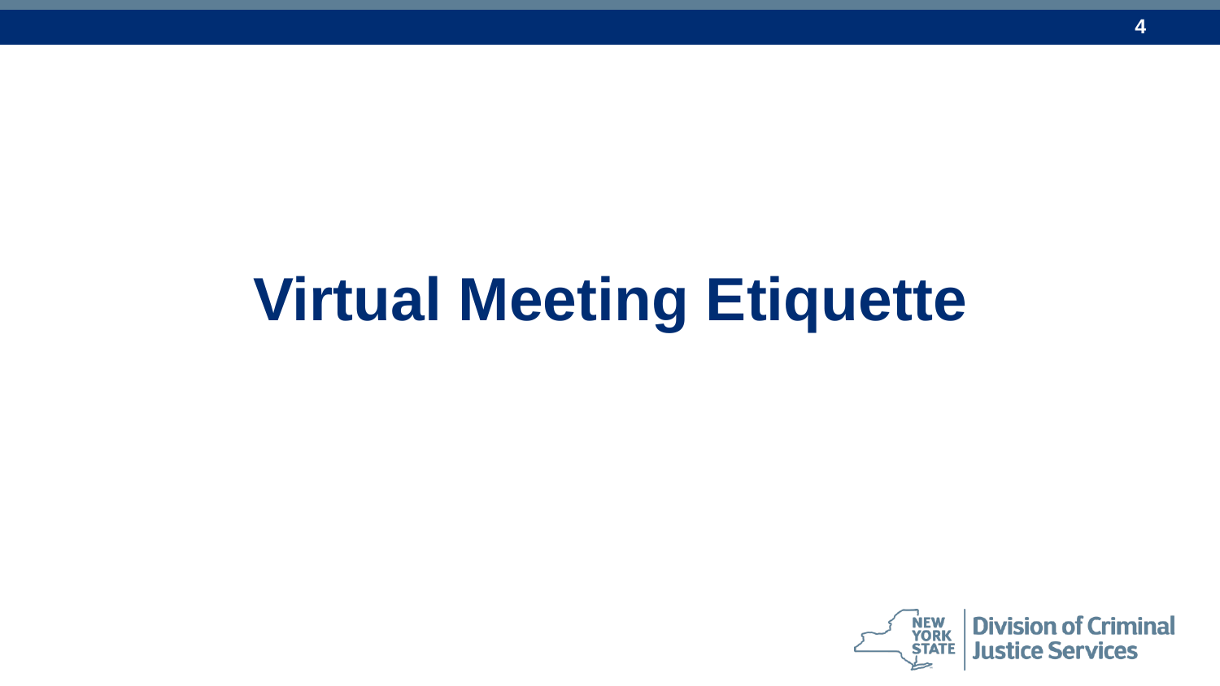# Virtual Meeting Etiquette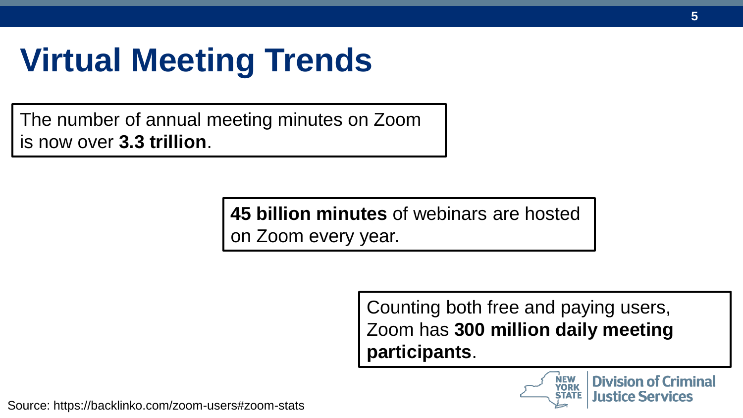# Virtual Meeting Trends

The number of annual meeting minutes on Zoom is now over **3.3 trillion**.

**45 billion minutes** of webinars are hosted on Zoom every year.

Counting both free and paying users, Zoom has **300 million daily meeting participants**.

Source: https://backlinko.com/zoom-users#zoom-stats

NEW YORK STATE | Division of Criminal Justice Services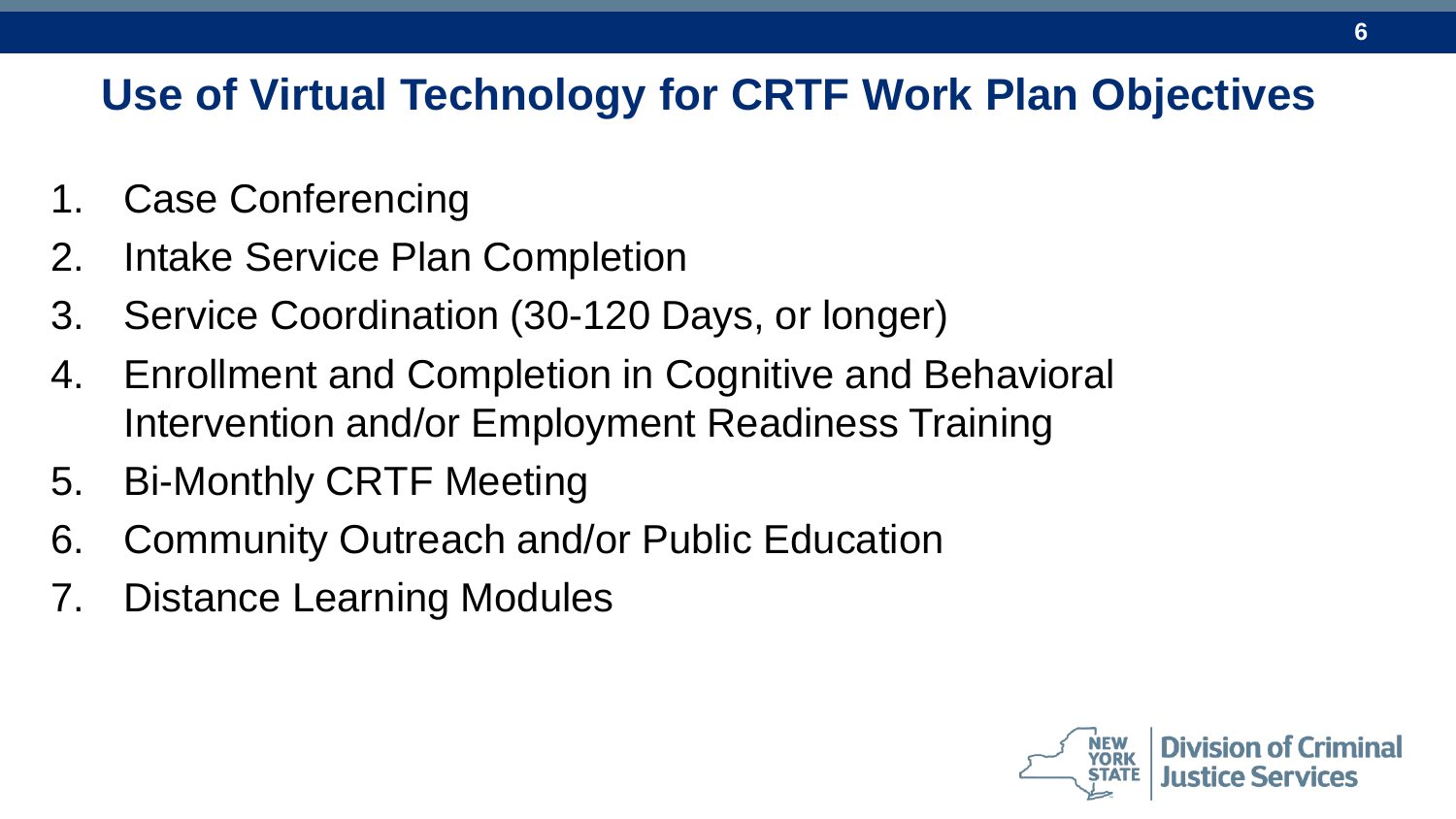## Use of Virtual Technology for CRTF Work Plan Objectives

1. Case Conferencing
2. Intake Service Plan Completion
3. Service Coordination (30-120 Days, or longer)
4. Enrollment and Completion in Cognitive and Behavioral Intervention and/or Employment Readiness Training
5. Bi-Monthly CRTF Meeting
6. Community Outreach and/or Public Education
7. Distance Learning Modules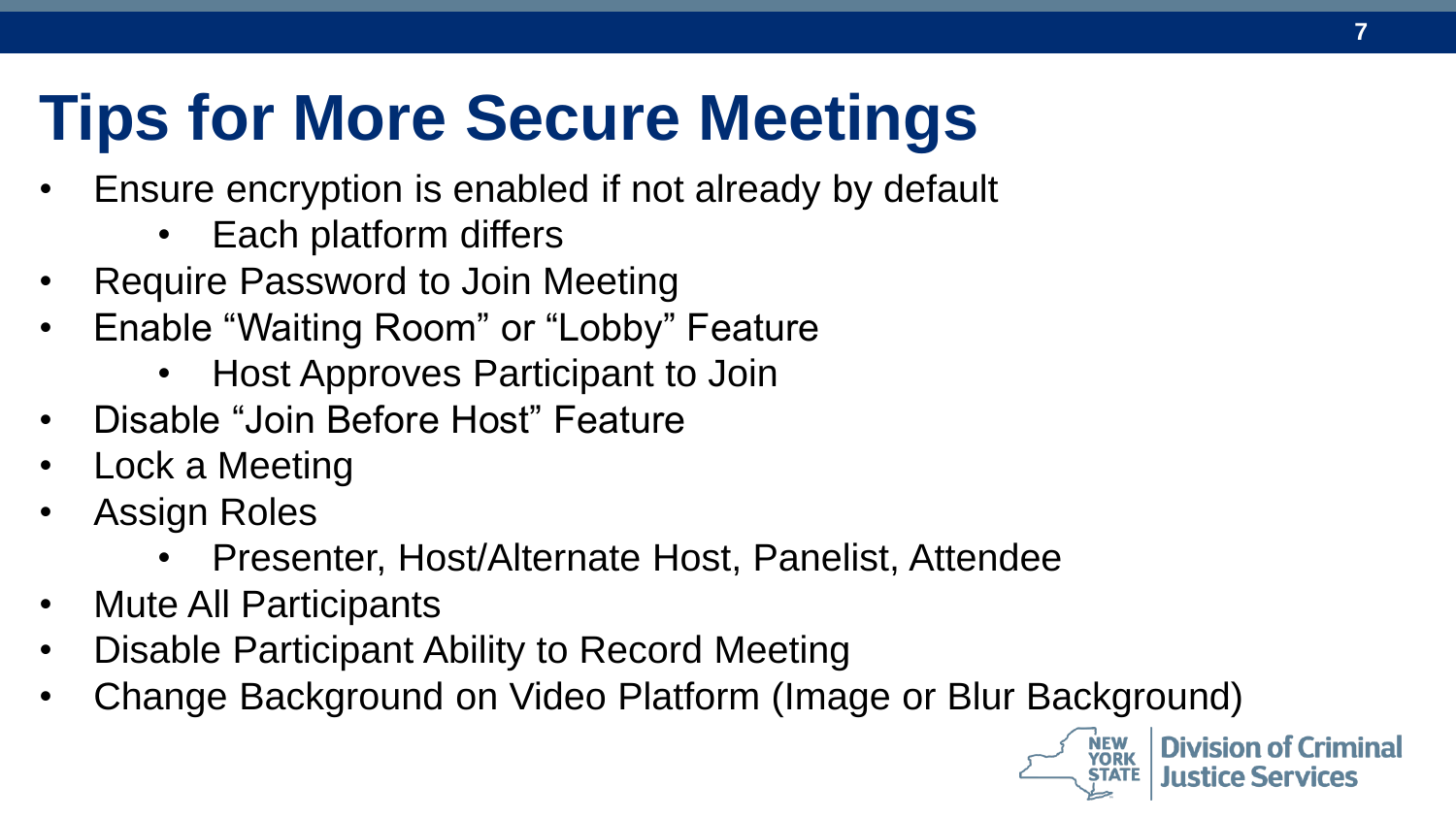# Tips for More Secure Meetings

- Ensure encryption is enabled if not already by default
    - Each platform differs
- Require Password to Join Meeting
- Enable "Waiting Room" or "Lobby" Feature
    - Host Approves Participant to Join
- Disable "Join Before Host" Feature
- Lock a Meeting
- Assign Roles
    - Presenter, Host/Alternate Host, Panelist, Attendee
- Mute All Participants
- Disable Participant Ability to Record Meeting
- Change Background on Video Platform (Image or Blur Background)

NEW YORK STATE | Division of Criminal Justice Services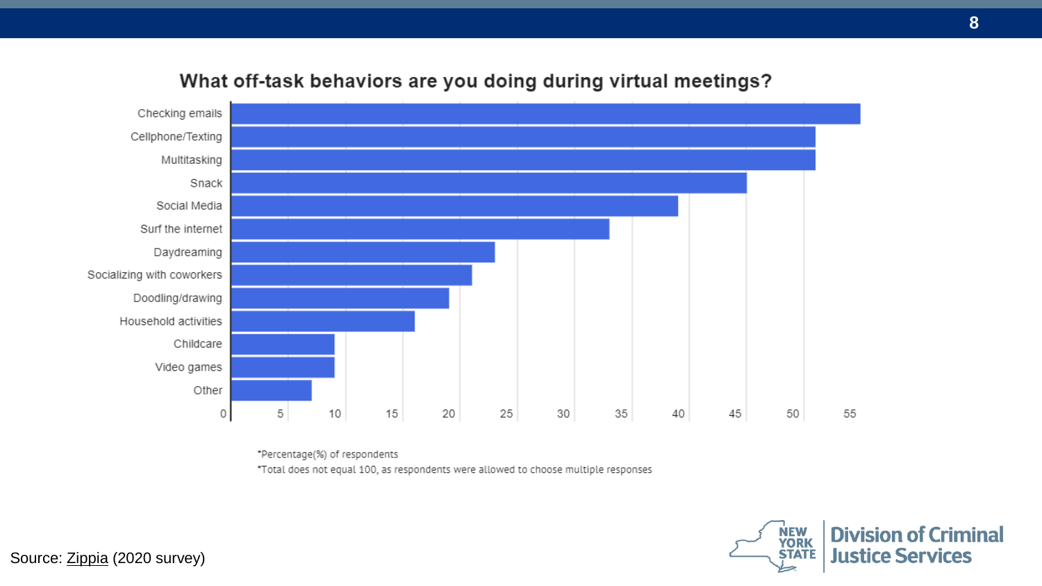## What off-task behaviors are you doing during virtual meetings?

| Behavior | Percentage (%) of respondents |
|---|---|
| Checking emails | 55 |
| Cellphone/Texting | 51 |
| Multitasking | 51 |
| Snack | 45 |
| Social Media | 39 |
| Surf the internet | 33 |
| Daydreaming | 23 |
| Socializing with coworkers | 21 |
| Doodling/drawing | 19 |
| Household activities | 16 |
| Childcare | 9 |
| Video games | 9 |
| Other | 7 |

*Percentage(%) of respondents

*Total does not equal 100, as respondents were allowed to choose multiple responses

Source: Zippia (2020 survey)

NEW YORK STATE | Division of Criminal Justice Services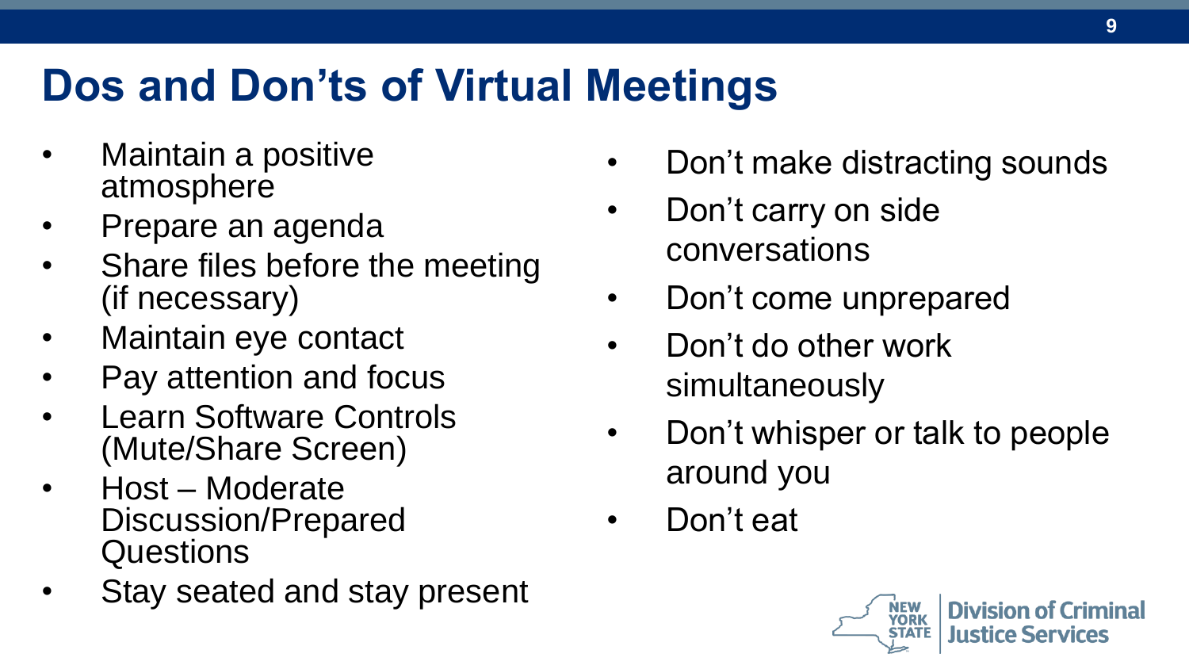# Dos and Don'ts of Virtual Meetings

- Maintain a positive atmosphere
- Prepare an agenda
- Share files before the meeting (if necessary)
- Maintain eye contact
- Pay attention and focus
- Learn Software Controls (Mute/Share Screen)
- Host – Moderate Discussion/Prepared Questions
- Stay seated and stay present

- Don't make distracting sounds
- Don't carry on side conversations
- Don't come unprepared
- Don't do other work simultaneously
- Don't whisper or talk to people around you
- Don't eat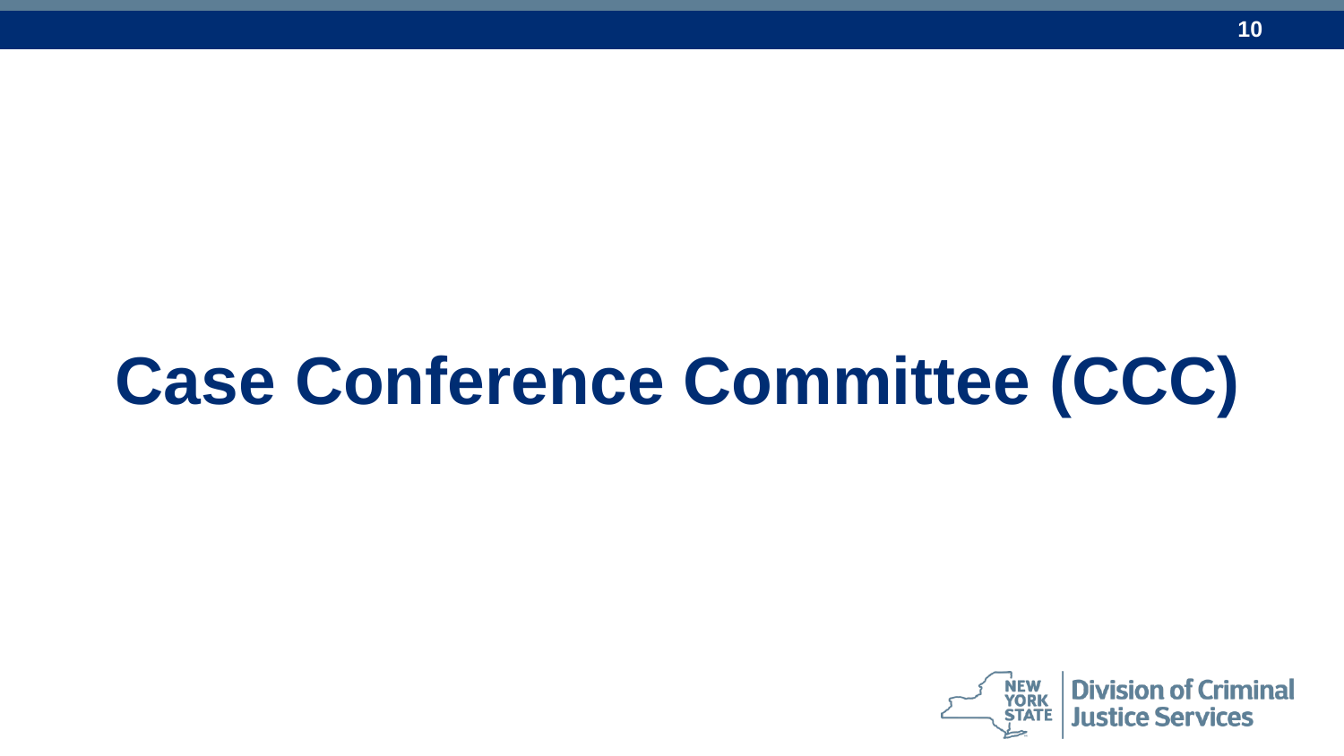# Case Conference Committee (CCC)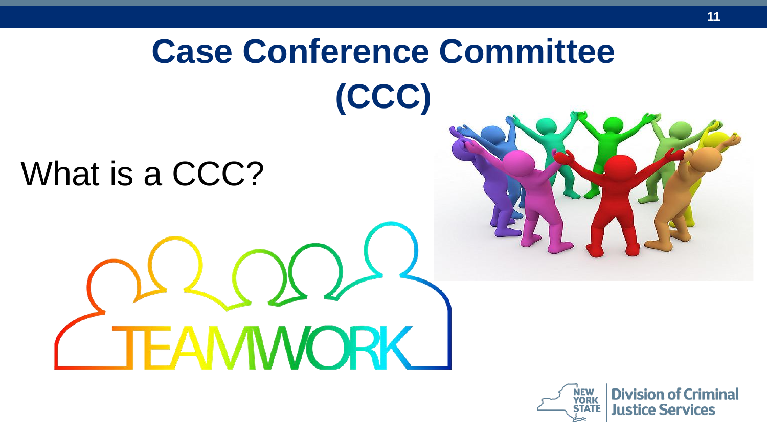# Case Conference Committee (CCC)

What is a CCC?

TEAMWORK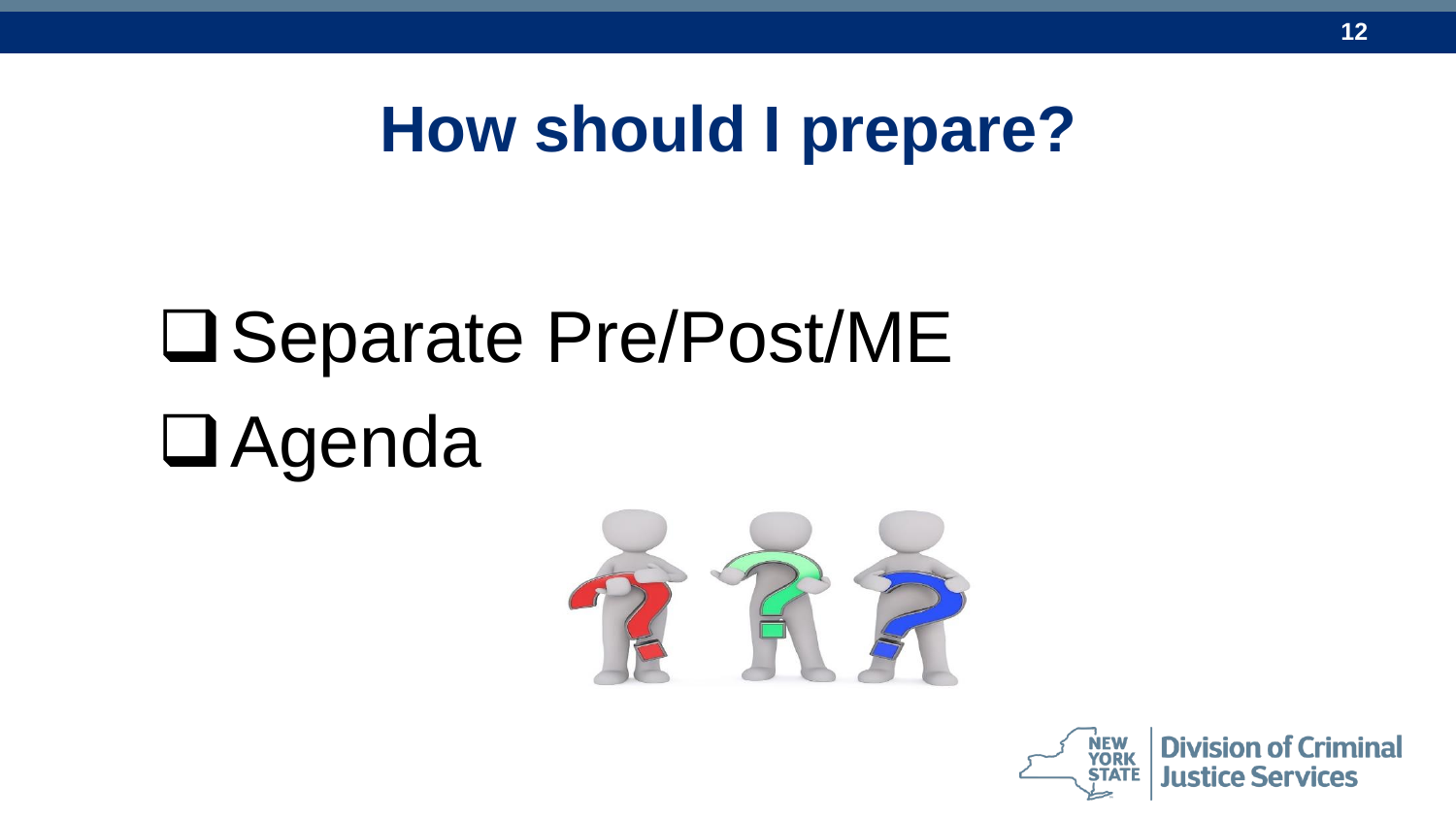# How should I prepare?

- [ ] Separate Pre/Post/ME
- [ ] Agenda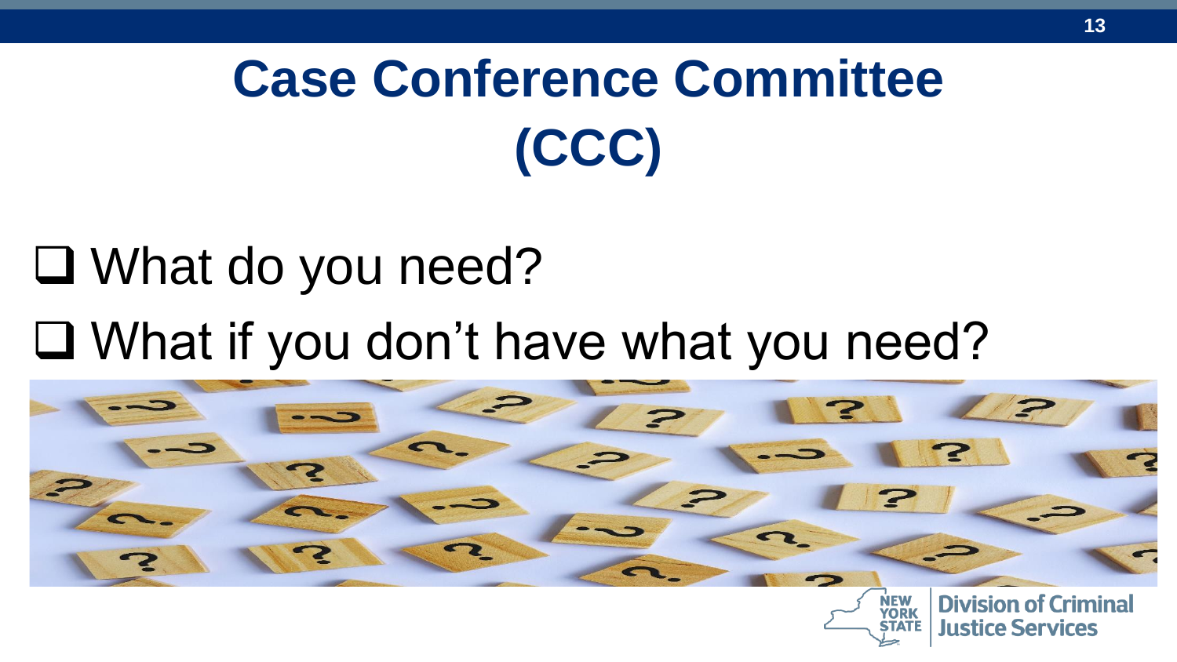# Case Conference Committee (CCC)

- ❑ What do you need?
- ❑ What if you don't have what you need?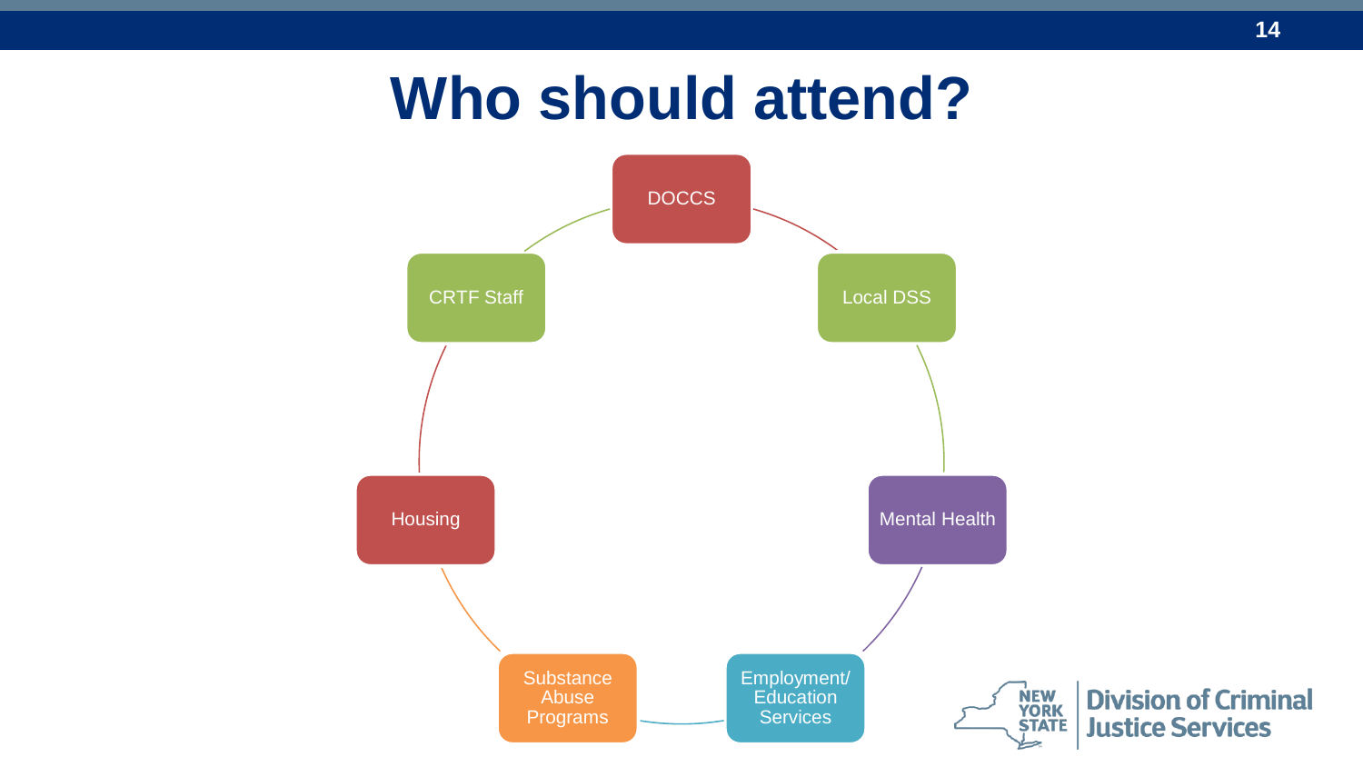# Who should attend?

- DOCCS
- Local DSS
- Mental Health
- Employment/ Education Services
- Substance Abuse Programs
- Housing
- CRTF Staff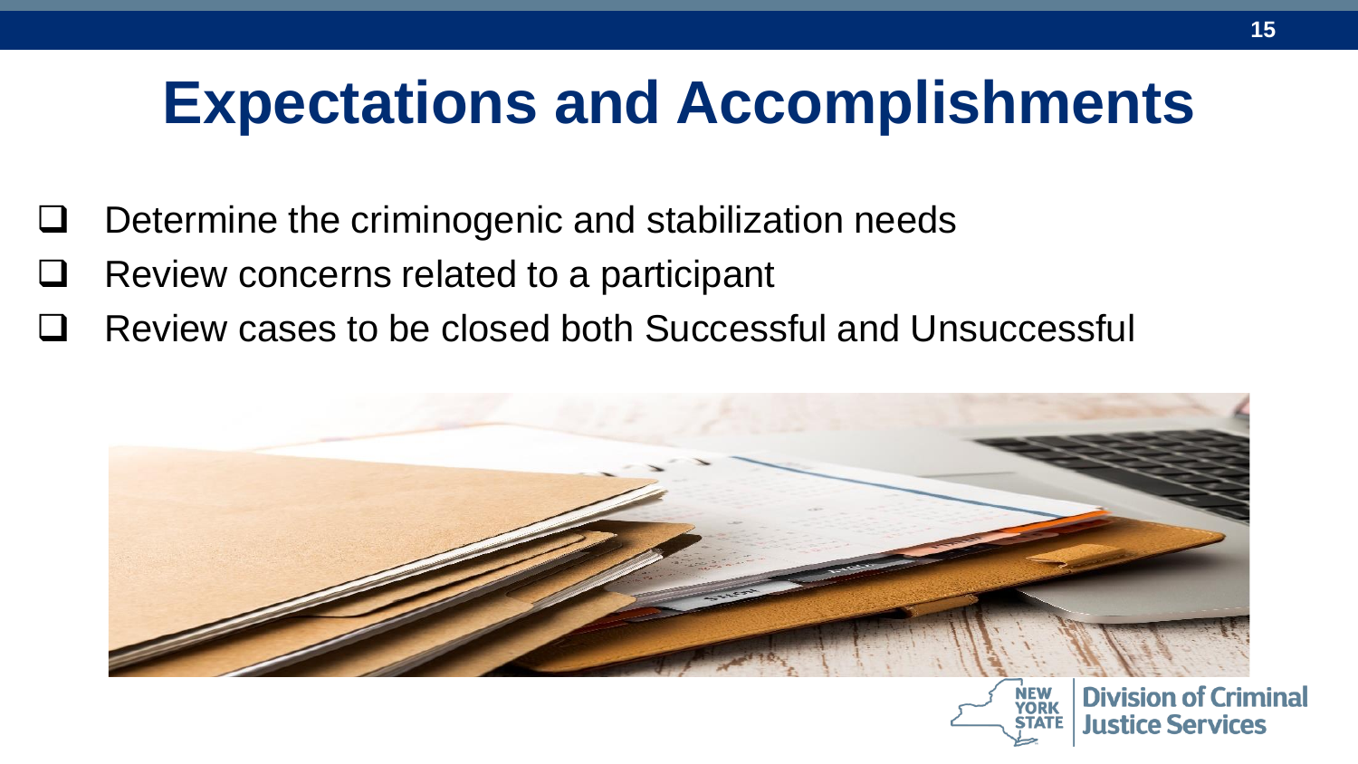# Expectations and Accomplishments

- Determine the criminogenic and stabilization needs
- Review concerns related to a participant
- Review cases to be closed both Successful and Unsuccessful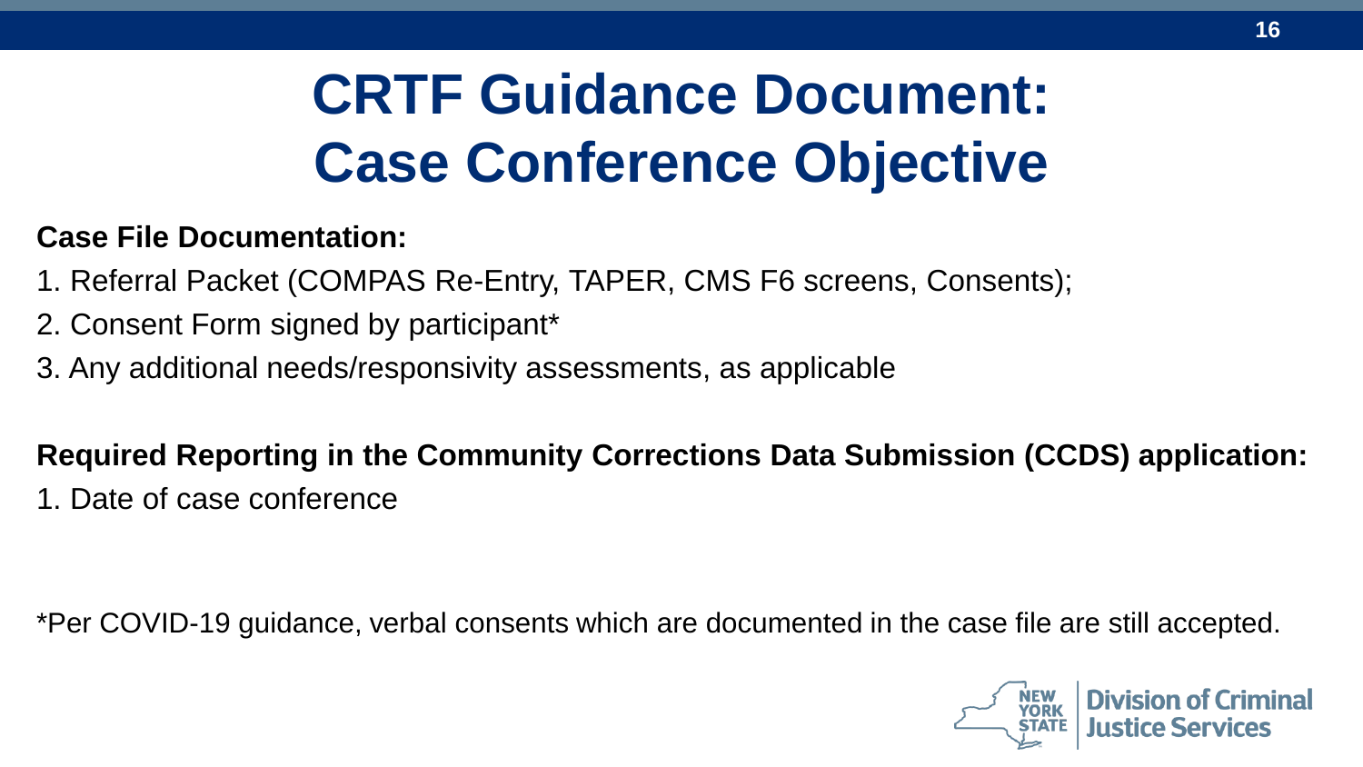# CRTF Guidance Document: Case Conference Objective

**Case File Documentation:**

1. Referral Packet (COMPAS Re-Entry, TAPER, CMS F6 screens, Consents);
2. Consent Form signed by participant*
3. Any additional needs/responsivity assessments, as applicable

**Required Reporting in the Community Corrections Data Submission (CCDS) application:**

1. Date of case conference

*Per COVID-19 guidance, verbal consents which are documented in the case file are still accepted.

NEW YORK STATE | Division of Criminal Justice Services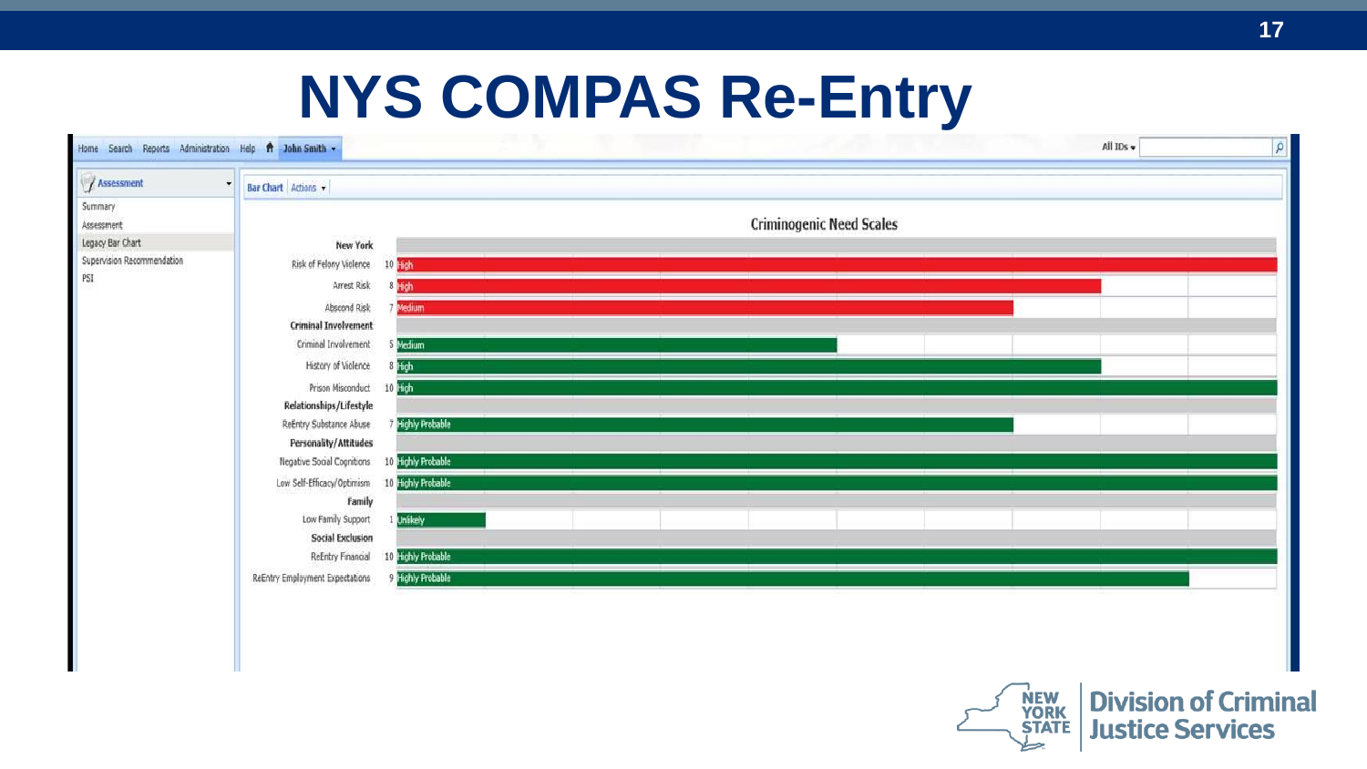# NYS COMPAS Re-Entry

Home Search Reports Administration Help John Smith

All IDs

Assessment

- Summary
- Assessment
- Legacy Bar Chart
- Supervision Recommendation
- PSI

Bar Chart | Actions

## Criminogenic Need Scales

| Scale | Score | Level |
|---|---|---|
| **New York** | | |
| Risk of Felony Violence | 10 | High |
| Arrest Risk | 8 | High |
| Abscond Risk | 7 | Medium |
| **Criminal Involvement** | | |
| Criminal Involvement | 5 | Medium |
| History of Violence | 8 | High |
| Prison Misconduct | 10 | High |
| **Relationships/Lifestyle** | | |
| ReEntry Substance Abuse | 7 | Highly Probable |
| **Personality/Attitudes** | | |
| Negative Social Cognitions | 10 | Highly Probable |
| Low Self-Efficacy/Optimism | 10 | Highly Probable |
| **Family** | | |
| Low Family Support | 1 | Unlikely |
| **Social Exclusion** | | |
| ReEntry Financial | 10 | Highly Probable |
| ReEntry Employment Expectations | 9 | Highly Probable |

NEW YORK STATE | Division of Criminal Justice Services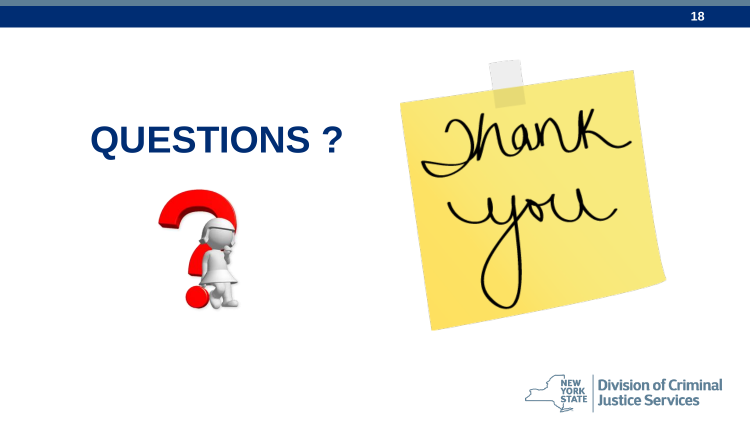# QUESTIONS ?

Thank you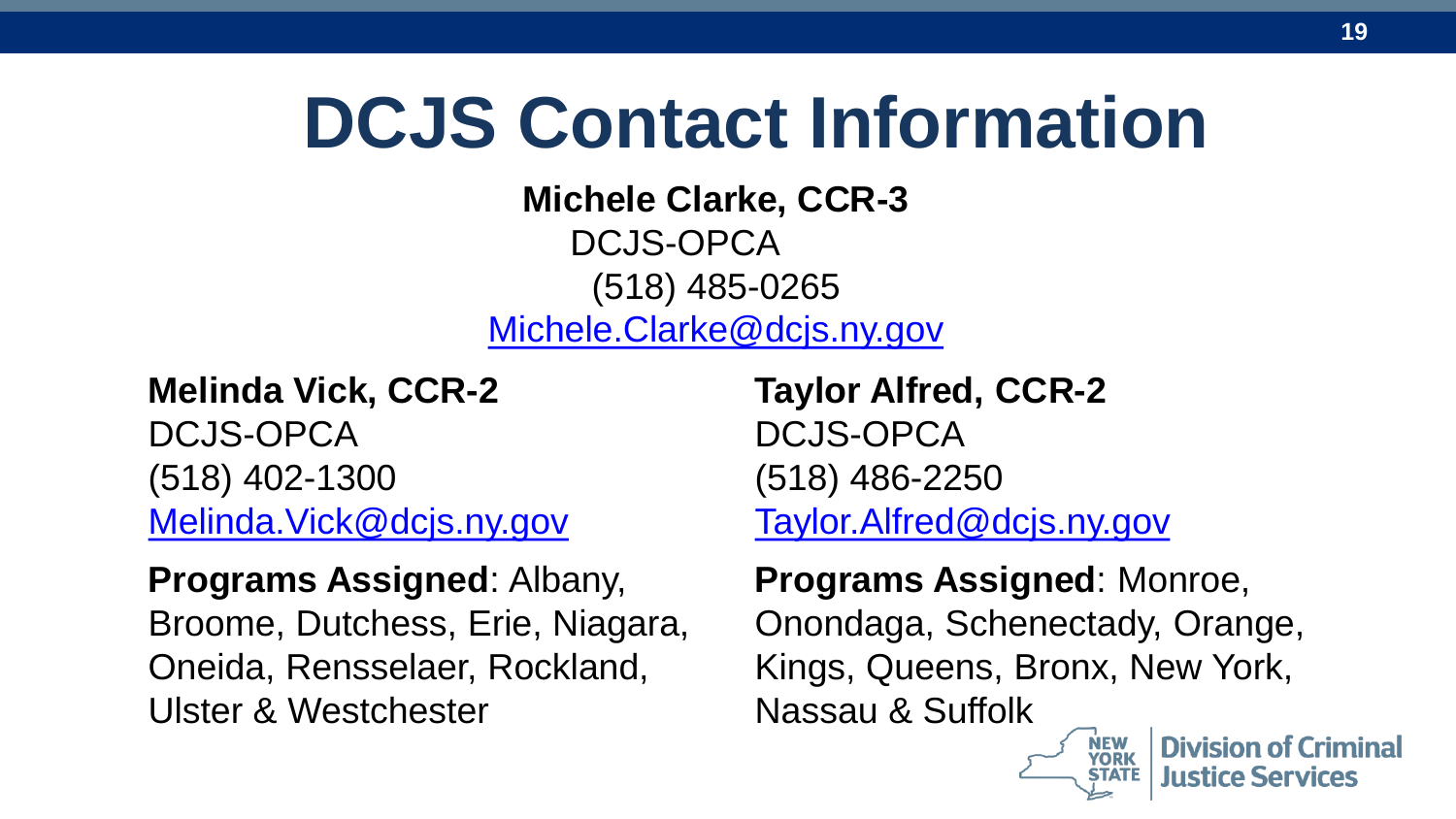# DCJS Contact Information

**Michele Clarke, CCR-3**
DCJS-OPCA
(518) 485-0265
Michele.Clarke@dcjs.ny.gov

**Melinda Vick, CCR-2**
DCJS-OPCA
(518) 402-1300
Melinda.Vick@dcjs.ny.gov

**Programs Assigned**: Albany, Broome, Dutchess, Erie, Niagara, Oneida, Rensselaer, Rockland, Ulster & Westchester

**Taylor Alfred, CCR-2**
DCJS-OPCA
(518) 486-2250
Taylor.Alfred@dcjs.ny.gov

**Programs Assigned**: Monroe, Onondaga, Schenectady, Orange, Kings, Queens, Bronx, New York, Nassau & Suffolk

NEW YORK STATE | Division of Criminal Justice Services